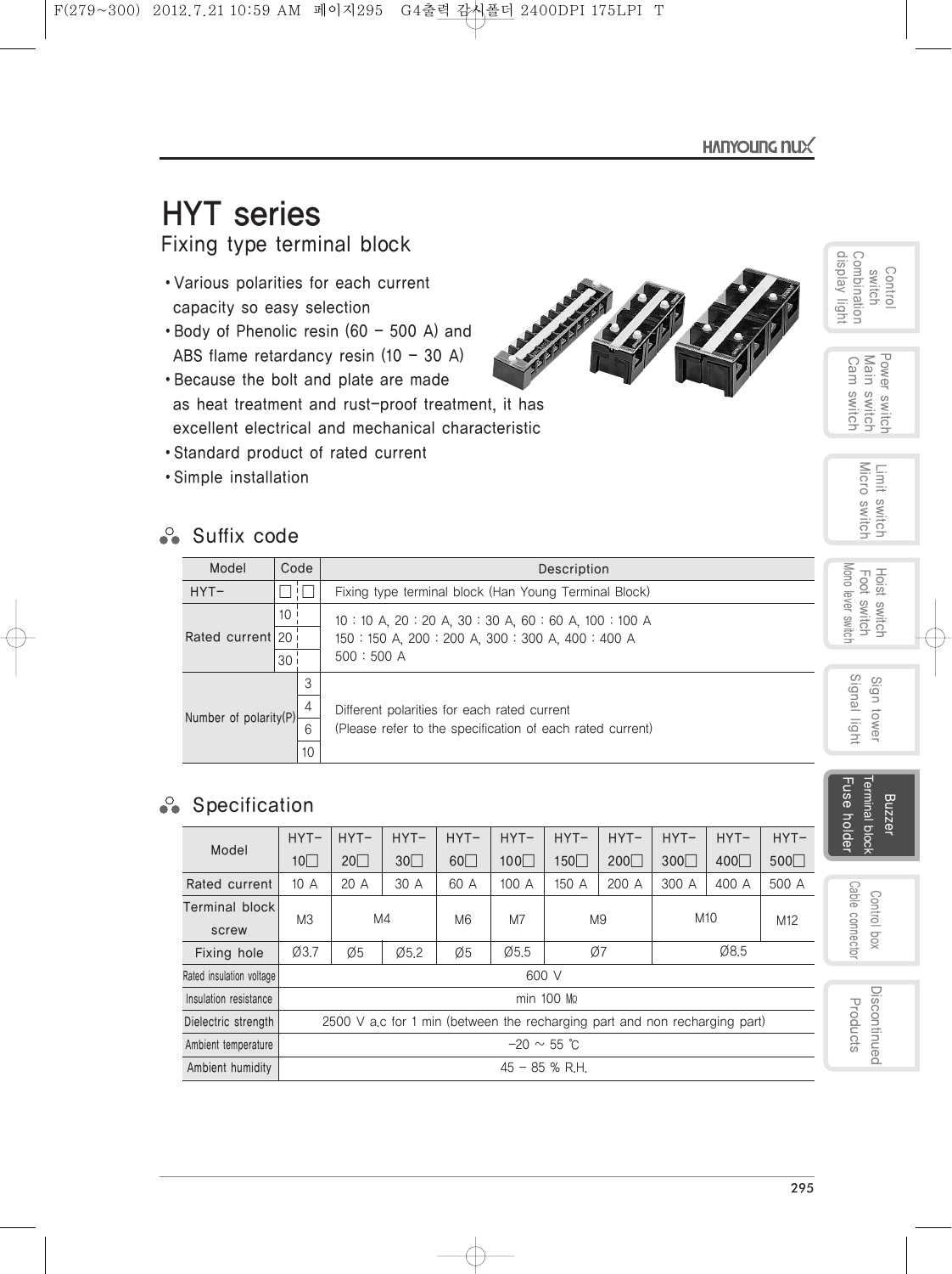# HYT series

## Fixing type terminal block

- Various polarities for each current capacity so easy selection
- Body of Phenolic resin (60 – 500 A) and ABS flame retardancy resin (10 – 30 A)
- Because the bolt and plate are made as heat treatment and rust-proof treatment, it has excellent electrical and mechanical characteristic
- Standard product of rated current
- Simple installation

## Suffix code

| Model | Code | | Description |
|---|---|---|---|
| HYT– | □ | □ | Fixing type terminal block (Han Young Terminal Block) |
| Rated current | 10 | | 10 : 10 A, 20 : 20 A, 30 : 30 A, 60 : 60 A, 100 : 100 A<br>150 : 150 A, 200 : 200 A, 300 : 300 A, 400 : 400 A<br>500 : 500 A |
| | 20 | | |
| | 30 | | |
| Number of polarity(P) | | 3 | Different polarities for each rated current<br>(Please refer to the specification of each rated current) |
| | | 4 | |
| | | 6 | |
| | | 10 | |

## Specification

| Model | HYT–10□ | HYT–20□ | HYT–30□ | HYT–60□ | HYT–100□ | HYT–150□ | HYT–200□ | HYT–300□ | HYT–400□ | HYT–500□ |
|---|---|---|---|---|---|---|---|---|---|---|
| Rated current | 10 A | 20 A | 30 A | 60 A | 100 A | 150 A | 200 A | 300 A | 400 A | 500 A |
| Terminal block screw | M3 | M4 | | M6 | M7 | M9 | | M10 | | M12 |
| Fixing hole | Ø3.7 | Ø5 | Ø5.2 | Ø5 | Ø5.5 | Ø7 | | Ø8.5 | | |
| Rated insulation voltage | 600 V | | | | | | | | | |
| Insulation resistance | min 100 MΩ | | | | | | | | | |
| Dielectric strength | 2500 V a.c for 1 min (between the recharging part and non recharging part) | | | | | | | | | |
| Ambient temperature | –20 ~ 55 ℃ | | | | | | | | | |
| Ambient humidity | 45 – 85 % R.H. | | | | | | | | | |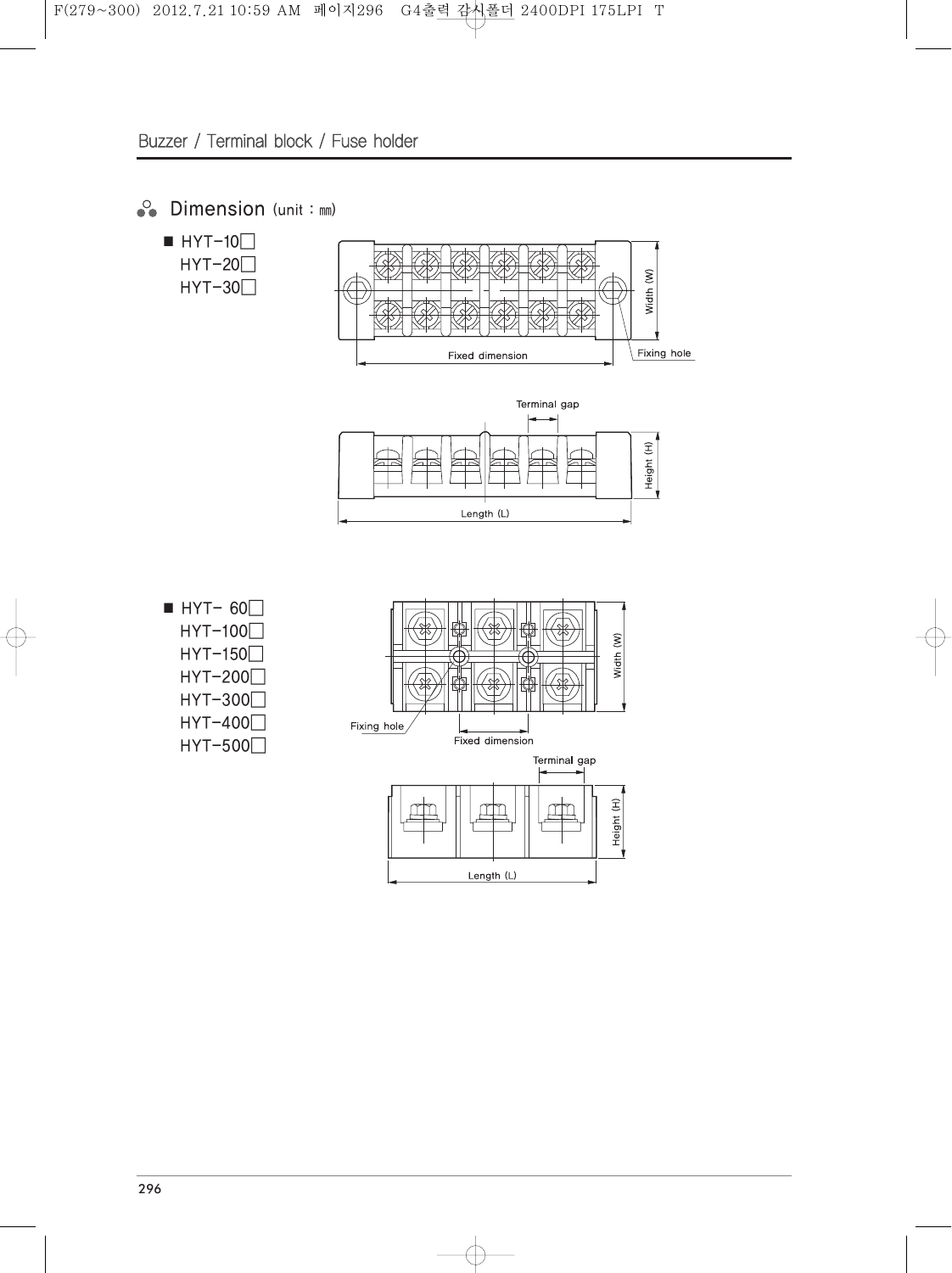## Dimension (unit : ㎜)

- HYT-10□
  HYT-20□
  HYT-30□

Width (W)

Fixing hole

Fixed dimension

Terminal gap

Height (H)

Length (L)

- HYT- 60□
  HYT-100□
  HYT-150□
  HYT-200□
  HYT-300□
  HYT-400□
  HYT-500□

Width (W)

Fixing hole

Fixed dimension

Terminal gap

Height (H)

Length (L)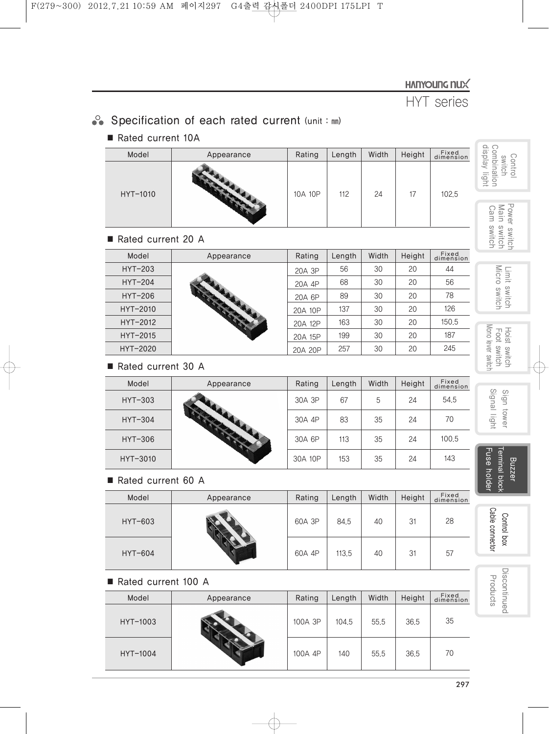## HYT series

### Specification of each rated current (unit : ㎜)

■ Rated current 10A

| Model | Appearance | Rating | Length | Width | Height | Fixed dimension |
|---|---|---|---|---|---|---|
| HYT-1010 | | 10A 10P | 112 | 24 | 17 | 102.5 |

■ Rated current 20 A

| Model | Appearance | Rating | Length | Width | Height | Fixed dimension |
|---|---|---|---|---|---|---|
| HYT-203 | | 20A 3P | 56 | 30 | 20 | 44 |
| HYT-204 | | 20A 4P | 68 | 30 | 20 | 56 |
| HYT-206 | | 20A 6P | 89 | 30 | 20 | 78 |
| HYT-2010 | | 20A 10P | 137 | 30 | 20 | 126 |
| HYT-2012 | | 20A 12P | 163 | 30 | 20 | 150.5 |
| HYT-2015 | | 20A 15P | 199 | 30 | 20 | 187 |
| HYT-2020 | | 20A 20P | 257 | 30 | 20 | 245 |

■ Rated current 30 A

| Model | Appearance | Rating | Length | Width | Height | Fixed dimension |
|---|---|---|---|---|---|---|
| HYT-303 | | 30A 3P | 67 | 5 | 24 | 54.5 |
| HYT-304 | | 30A 4P | 83 | 35 | 24 | 70 |
| HYT-306 | | 30A 6P | 113 | 35 | 24 | 100.5 |
| HYT-3010 | | 30A 10P | 153 | 35 | 24 | 143 |

■ Rated current 60 A

| Model | Appearance | Rating | Length | Width | Height | Fixed dimension |
|---|---|---|---|---|---|---|
| HYT-603 | | 60A 3P | 84.5 | 40 | 31 | 28 |
| HYT-604 | | 60A 4P | 113.5 | 40 | 31 | 57 |

■ Rated current 100 A

| Model | Appearance | Rating | Length | Width | Height | Fixed dimension |
|---|---|---|---|---|---|---|
| HYT-1003 | | 100A 3P | 104.5 | 55.5 | 36.5 | 35 |
| HYT-1004 | | 100A 4P | 140 | 55.5 | 36.5 | 70 |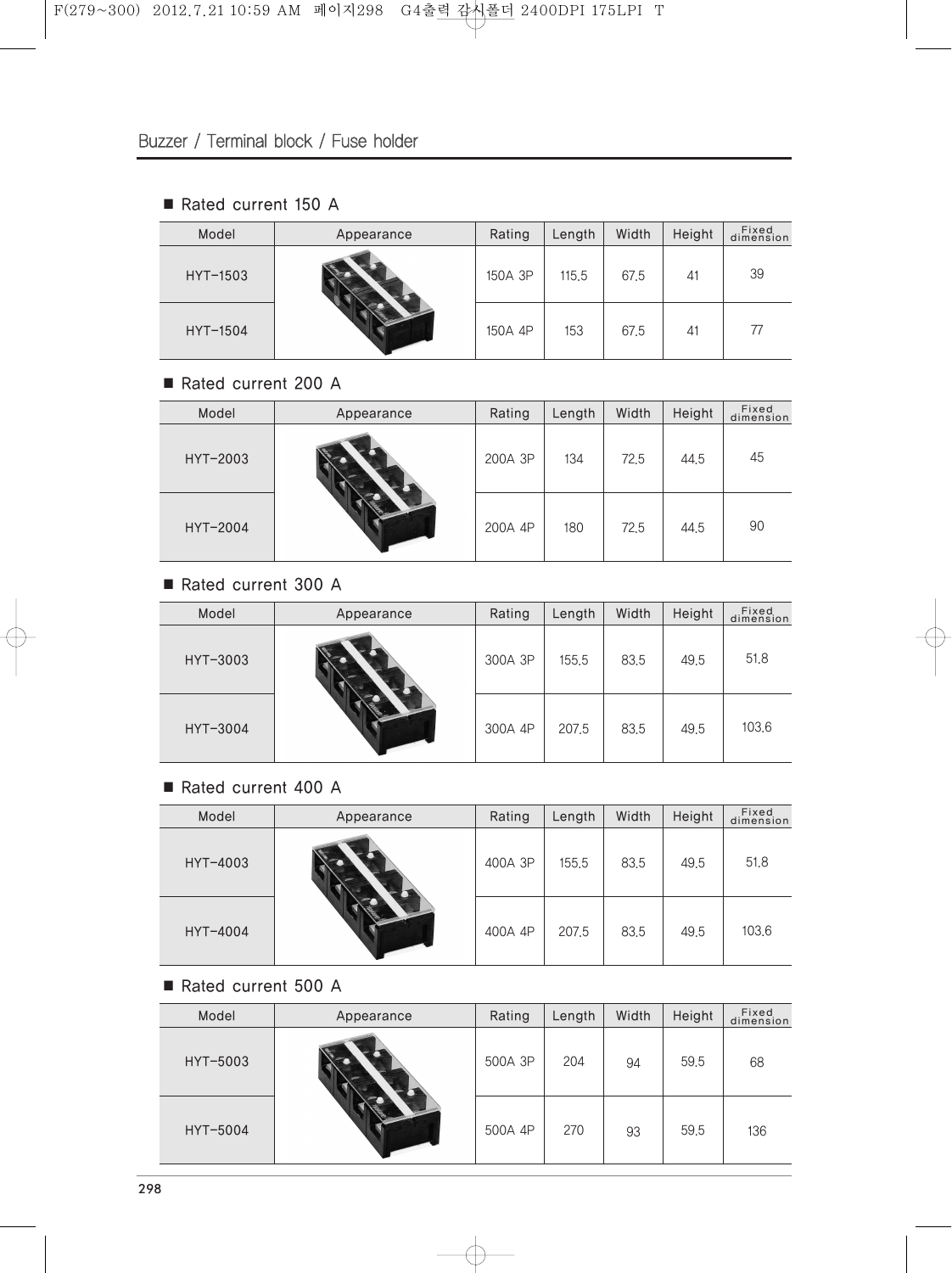## Buzzer / Terminal block / Fuse holder

■ Rated current 150 A

| Model | Appearance | Rating | Length | Width | Height | Fixed dimension |
|---|---|---|---|---|---|---|
| HYT-1503 | | 150A 3P | 115.5 | 67.5 | 41 | 39 |
| HYT-1504 | | 150A 4P | 153 | 67.5 | 41 | 77 |

■ Rated current 200 A

| Model | Appearance | Rating | Length | Width | Height | Fixed dimension |
|---|---|---|---|---|---|---|
| HYT-2003 | | 200A 3P | 134 | 72.5 | 44.5 | 45 |
| HYT-2004 | | 200A 4P | 180 | 72.5 | 44.5 | 90 |

■ Rated current 300 A

| Model | Appearance | Rating | Length | Width | Height | Fixed dimension |
|---|---|---|---|---|---|---|
| HYT-3003 | | 300A 3P | 155.5 | 83.5 | 49.5 | 51.8 |
| HYT-3004 | | 300A 4P | 207.5 | 83.5 | 49.5 | 103.6 |

■ Rated current 400 A

| Model | Appearance | Rating | Length | Width | Height | Fixed dimension |
|---|---|---|---|---|---|---|
| HYT-4003 | | 400A 3P | 155.5 | 83.5 | 49.5 | 51.8 |
| HYT-4004 | | 400A 4P | 207.5 | 83.5 | 49.5 | 103.6 |

■ Rated current 500 A

| Model | Appearance | Rating | Length | Width | Height | Fixed dimension |
|---|---|---|---|---|---|---|
| HYT-5003 | | 500A 3P | 204 | 94 | 59.5 | 68 |
| HYT-5004 | | 500A 4P | 270 | 93 | 59.5 | 136 |